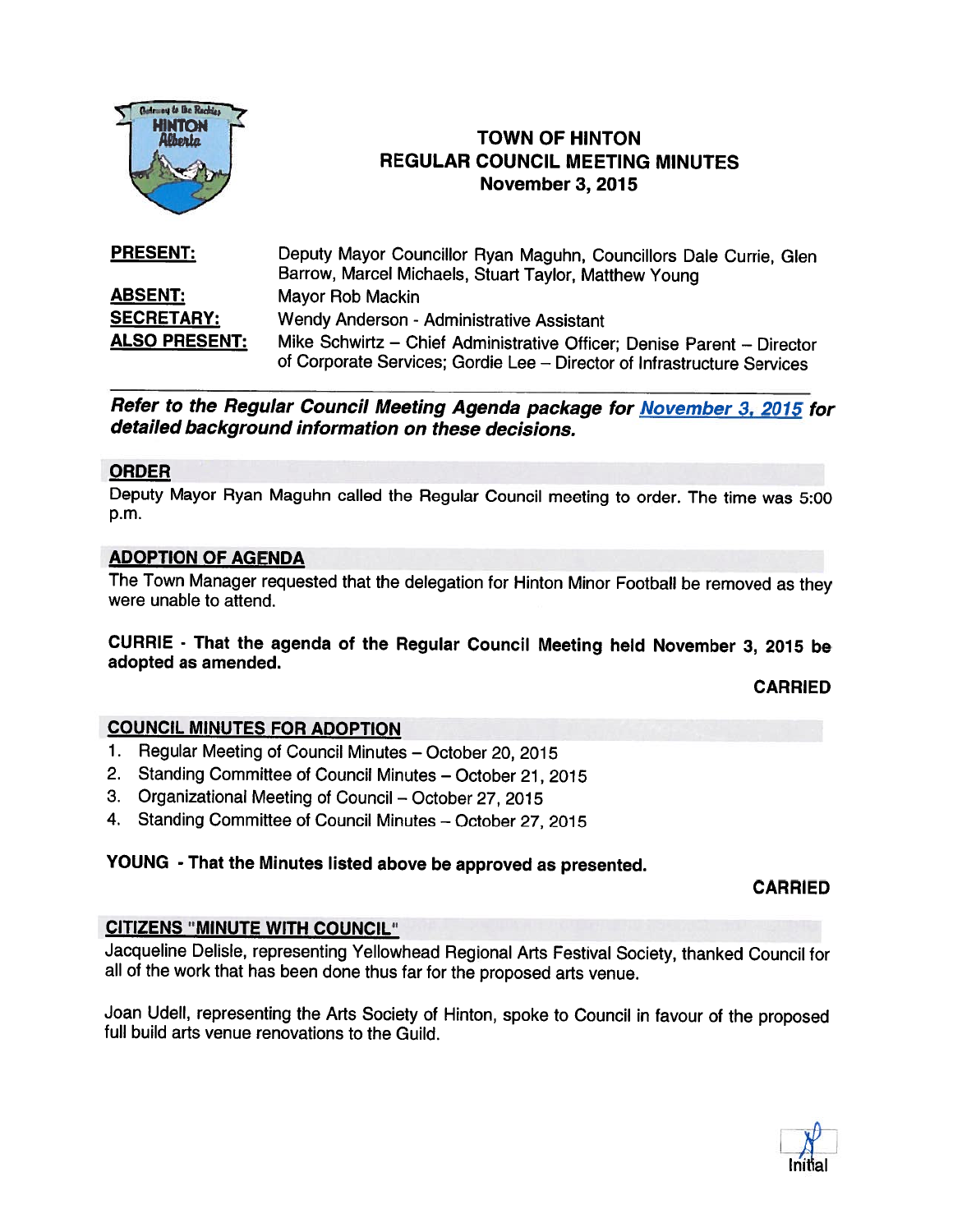# TOWN OF HINTON
## REGULAR COUNCIL MEETING MINUTES
### November 3, 2015

**PRESENT:** Deputy Mayor Councillor Ryan Maguhn, Councillors Dale Currie, Glen Barrow, Marcel Michaels, Stuart Taylor, Matthew Young

**ABSENT:** Mayor Rob Mackin

**SECRETARY:** Wendy Anderson - Administrative Assistant

**ALSO PRESENT:** Mike Schwirtz – Chief Administrative Officer; Denise Parent – Director of Corporate Services; Gordie Lee – Director of Infrastructure Services

***Refer to the Regular Council Meeting Agenda package for November 3, 2015 for detailed background information on these decisions.***

## ORDER

Deputy Mayor Ryan Maguhn called the Regular Council meeting to order. The time was 5:00 p.m.

## ADOPTION OF AGENDA

The Town Manager requested that the delegation for Hinton Minor Football be removed as they were unable to attend.

**CURRIE - That the agenda of the Regular Council Meeting held November 3, 2015 be adopted as amended.**

**CARRIED**

## COUNCIL MINUTES FOR ADOPTION

1. Regular Meeting of Council Minutes – October 20, 2015
2. Standing Committee of Council Minutes – October 21, 2015
3. Organizational Meeting of Council – October 27, 2015
4. Standing Committee of Council Minutes – October 27, 2015

**YOUNG - That the Minutes listed above be approved as presented.**

**CARRIED**

## CITIZENS "MINUTE WITH COUNCIL"

Jacqueline Delisle, representing Yellowhead Regional Arts Festival Society, thanked Council for all of the work that has been done thus far for the proposed arts venue.

Joan Udell, representing the Arts Society of Hinton, spoke to Council in favour of the proposed full build arts venue renovations to the Guild.

Initial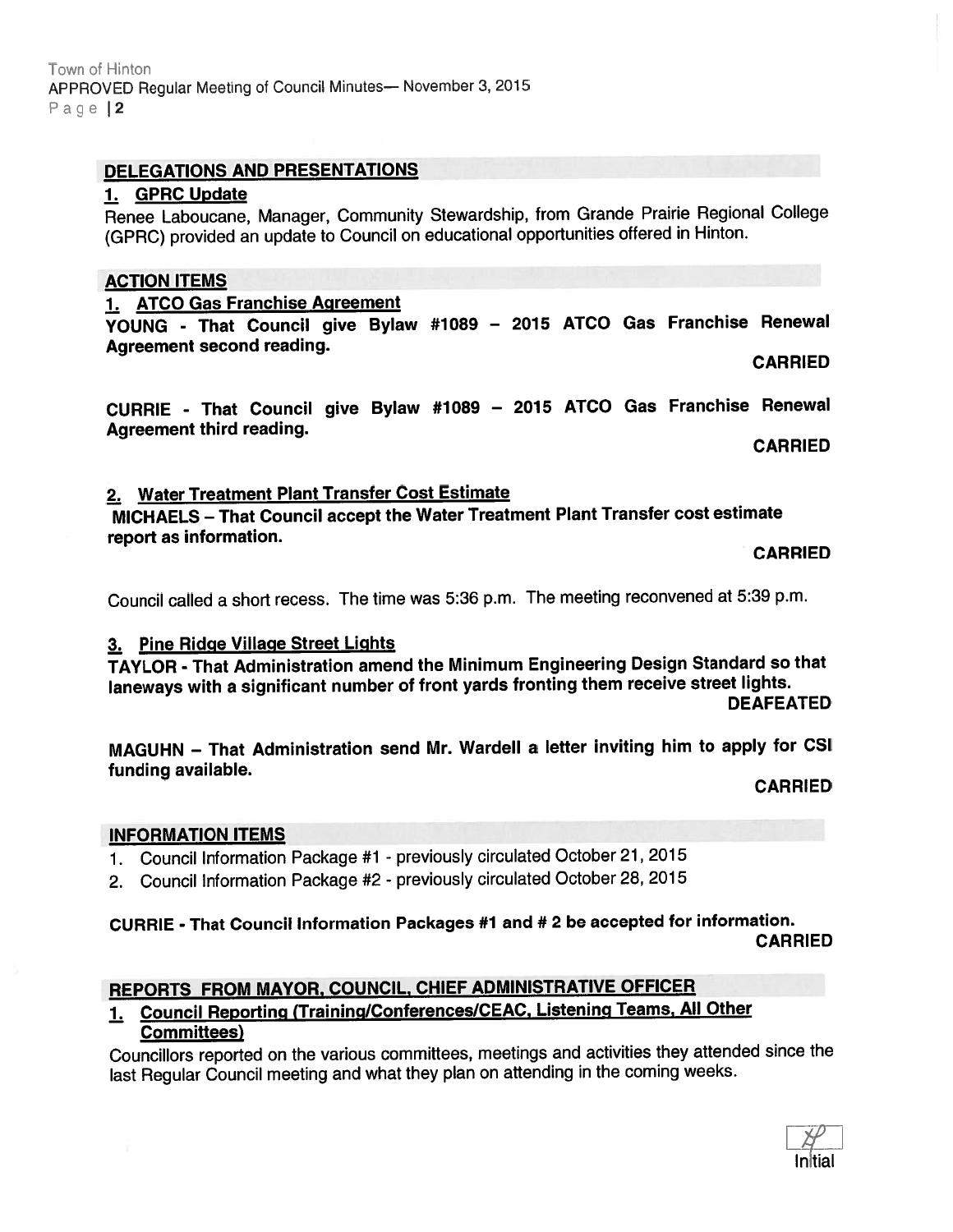## DELEGATIONS AND PRESENTATIONS

### 1. GPRC Update

Renee Laboucane, Manager, Community Stewardship, from Grande Prairie Regional College (GPRC) provided an update to Council on educational opportunities offered in Hinton.

## ACTION ITEMS

### 1. ATCO Gas Franchise Agreement

**YOUNG - That Council give Bylaw #1089 – 2015 ATCO Gas Franchise Renewal Agreement second reading.**

**CARRIED**

**CURRIE - That Council give Bylaw #1089 – 2015 ATCO Gas Franchise Renewal Agreement third reading.**

**CARRIED**

### 2. Water Treatment Plant Transfer Cost Estimate

**MICHAELS – That Council accept the Water Treatment Plant Transfer cost estimate report as information.**

**CARRIED**

Council called a short recess. The time was 5:36 p.m. The meeting reconvened at 5:39 p.m.

### 3. Pine Ridge Village Street Lights

**TAYLOR - That Administration amend the Minimum Engineering Design Standard so that laneways with a significant number of front yards fronting them receive street lights.**

**DEAFEATED**

**MAGUHN – That Administration send Mr. Wardell a letter inviting him to apply for CSI funding available.**

**CARRIED**

## INFORMATION ITEMS

1. Council Information Package #1 - previously circulated October 21, 2015
2. Council Information Package #2 - previously circulated October 28, 2015

**CURRIE - That Council Information Packages #1 and # 2 be accepted for information.**

**CARRIED**

## REPORTS FROM MAYOR, COUNCIL, CHIEF ADMINISTRATIVE OFFICER

### 1. Council Reporting (Training/Conferences/CEAC, Listening Teams, All Other Committees)

Councillors reported on the various committees, meetings and activities they attended since the last Regular Council meeting and what they plan on attending in the coming weeks.

Initial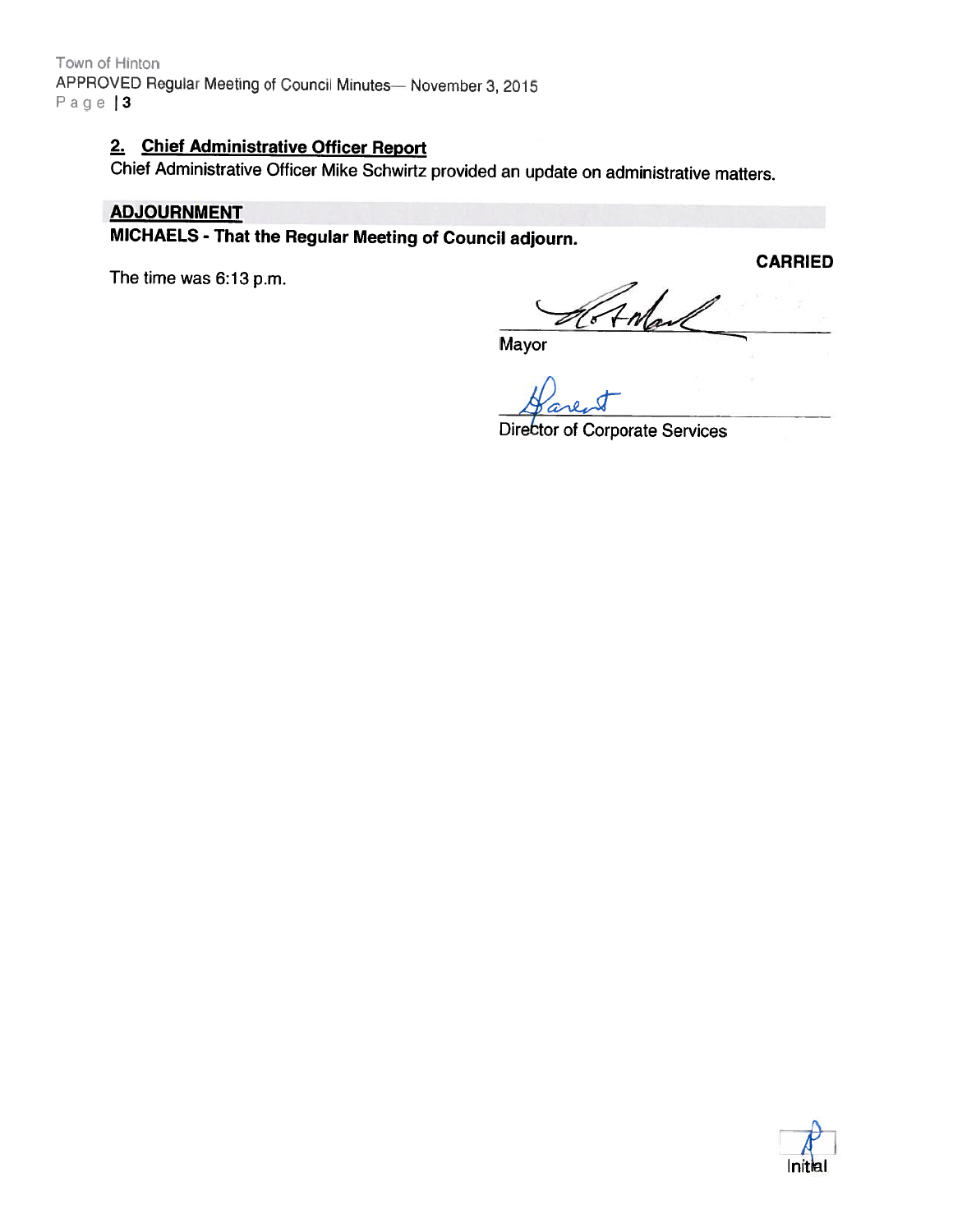### 2. Chief Administrative Officer Report

Chief Administrative Officer Mike Schwirtz provided an update on administrative matters.

## ADJOURNMENT

**MICHAELS - That the Regular Meeting of Council adjourn.**

**CARRIED**

The time was 6:13 p.m.

Mayor

Director of Corporate Services

Initial